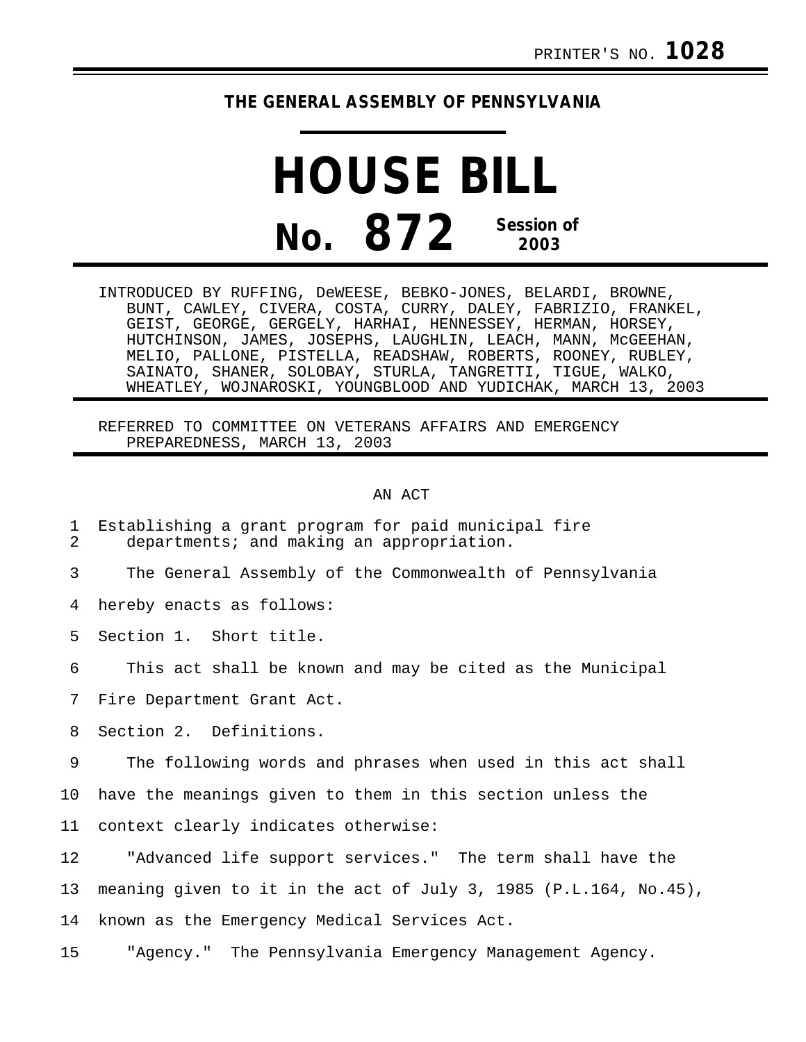PRINTER'S NO. **1028**

**THE GENERAL ASSEMBLY OF PENNSYLVANIA**

# HOUSE BILL

# No. 872 Session of 2003

INTRODUCED BY RUFFING, DeWEESE, BEBKO-JONES, BELARDI, BROWNE, BUNT, CAWLEY, CIVERA, COSTA, CURRY, DALEY, FABRIZIO, FRANKEL, GEIST, GEORGE, GERGELY, HARHAI, HENNESSEY, HERMAN, HORSEY, HUTCHINSON, JAMES, JOSEPHS, LAUGHLIN, LEACH, MANN, McGEEHAN, MELIO, PALLONE, PISTELLA, READSHAW, ROBERTS, ROONEY, RUBLEY, SAINATO, SHANER, SOLOBAY, STURLA, TANGRETTI, TIGUE, WALKO, WHEATLEY, WOJNAROSKI, YOUNGBLOOD AND YUDICHAK, MARCH 13, 2003

REFERRED TO COMMITTEE ON VETERANS AFFAIRS AND EMERGENCY PREPAREDNESS, MARCH 13, 2003

AN ACT

1 Establishing a grant program for paid municipal fire
2 departments; and making an appropriation.

3 The General Assembly of the Commonwealth of Pennsylvania
4 hereby enacts as follows:

5 Section 1. Short title.

6 This act shall be known and may be cited as the Municipal
7 Fire Department Grant Act.

8 Section 2. Definitions.

9 The following words and phrases when used in this act shall
10 have the meanings given to them in this section unless the
11 context clearly indicates otherwise:

12 "Advanced life support services." The term shall have the
13 meaning given to it in the act of July 3, 1985 (P.L.164, No.45),
14 known as the Emergency Medical Services Act.

15 "Agency." The Pennsylvania Emergency Management Agency.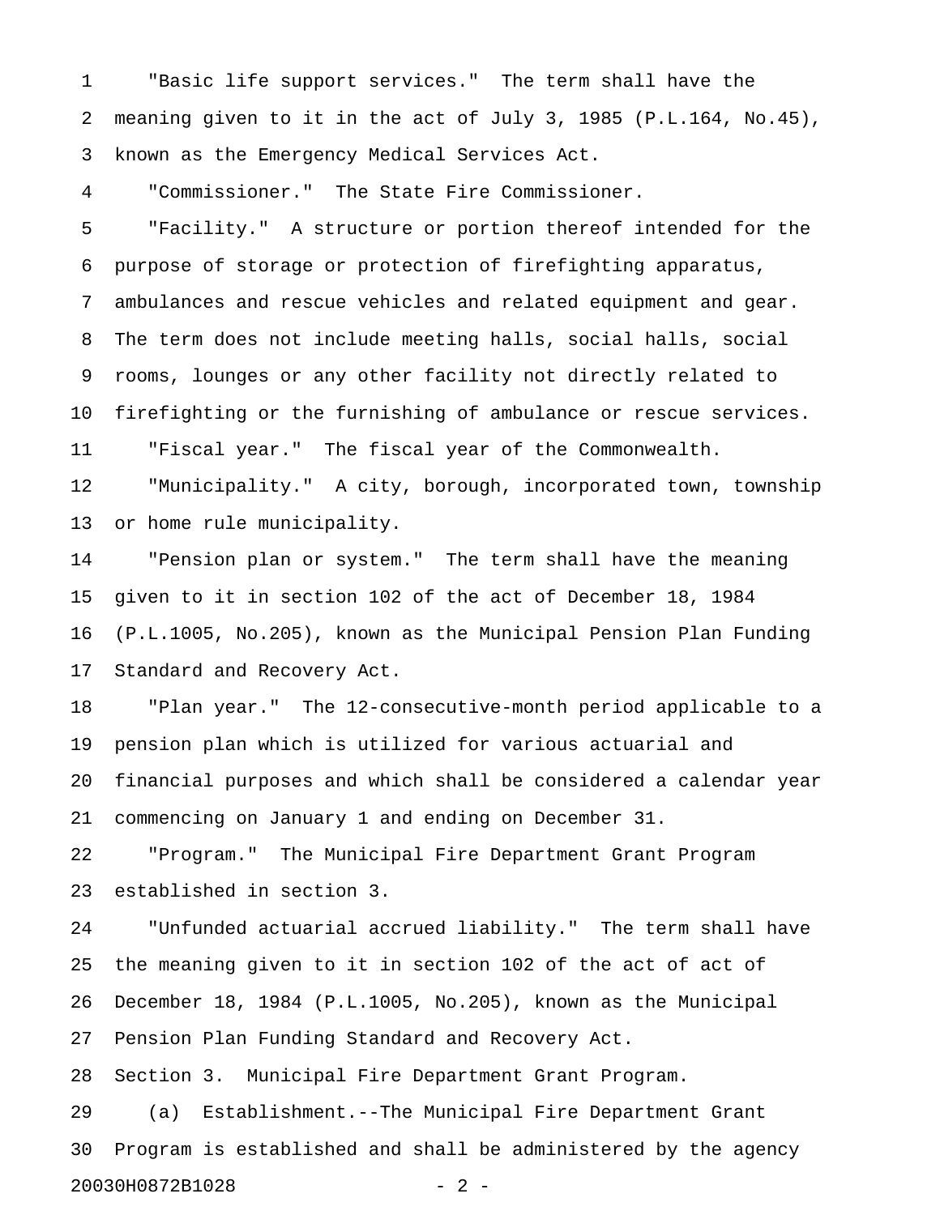"Basic life support services." The term shall have the meaning given to it in the act of July 3, 1985 (P.L.164, No.45), known as the Emergency Medical Services Act.

"Commissioner." The State Fire Commissioner.

"Facility." A structure or portion thereof intended for the purpose of storage or protection of firefighting apparatus, ambulances and rescue vehicles and related equipment and gear. The term does not include meeting halls, social halls, social rooms, lounges or any other facility not directly related to firefighting or the furnishing of ambulance or rescue services.

"Fiscal year." The fiscal year of the Commonwealth.

"Municipality." A city, borough, incorporated town, township or home rule municipality.

"Pension plan or system." The term shall have the meaning given to it in section 102 of the act of December 18, 1984 (P.L.1005, No.205), known as the Municipal Pension Plan Funding Standard and Recovery Act.

"Plan year." The 12-consecutive-month period applicable to a pension plan which is utilized for various actuarial and financial purposes and which shall be considered a calendar year commencing on January 1 and ending on December 31.

"Program." The Municipal Fire Department Grant Program established in section 3.

"Unfunded actuarial accrued liability." The term shall have the meaning given to it in section 102 of the act of act of December 18, 1984 (P.L.1005, No.205), known as the Municipal Pension Plan Funding Standard and Recovery Act.

Section 3. Municipal Fire Department Grant Program.

(a) Establishment.--The Municipal Fire Department Grant Program is established and shall be administered by the agency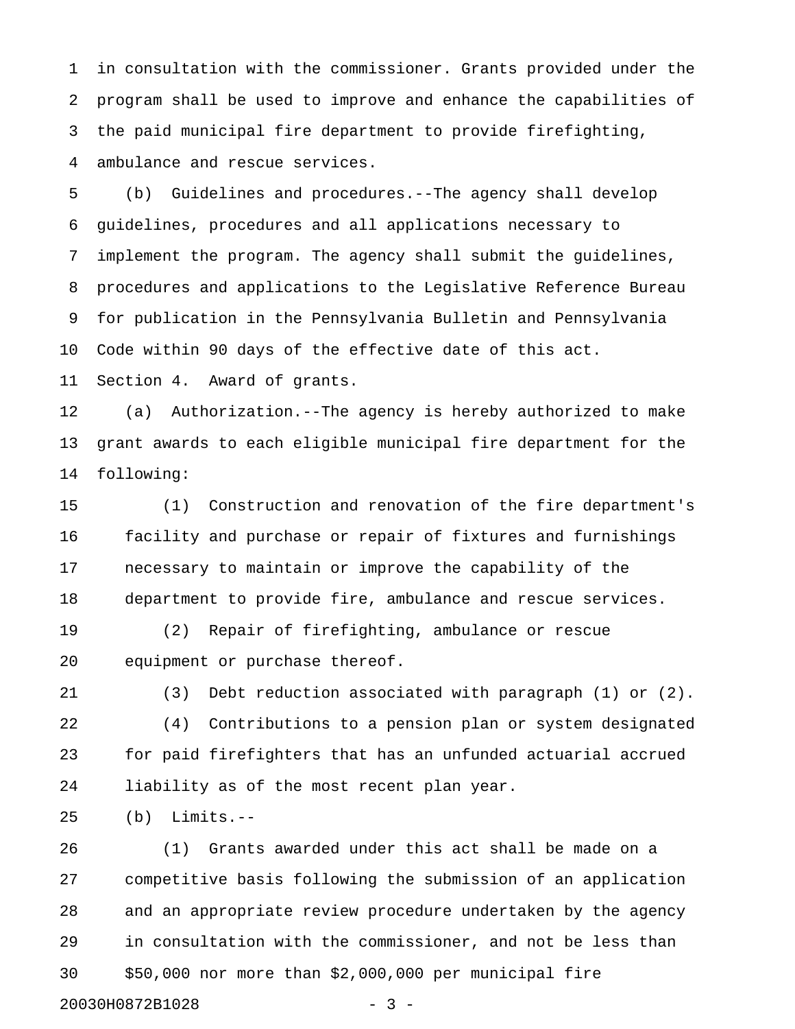in consultation with the commissioner. Grants provided under the program shall be used to improve and enhance the capabilities of the paid municipal fire department to provide firefighting, ambulance and rescue services.

(b) Guidelines and procedures.--The agency shall develop guidelines, procedures and all applications necessary to implement the program. The agency shall submit the guidelines, procedures and applications to the Legislative Reference Bureau for publication in the Pennsylvania Bulletin and Pennsylvania Code within 90 days of the effective date of this act.

Section 4. Award of grants.

(a) Authorization.--The agency is hereby authorized to make grant awards to each eligible municipal fire department for the following:

(1) Construction and renovation of the fire department's facility and purchase or repair of fixtures and furnishings necessary to maintain or improve the capability of the department to provide fire, ambulance and rescue services.

(2) Repair of firefighting, ambulance or rescue equipment or purchase thereof.

(3) Debt reduction associated with paragraph (1) or (2).

(4) Contributions to a pension plan or system designated for paid firefighters that has an unfunded actuarial accrued liability as of the most recent plan year.

(b) Limits.--

(1) Grants awarded under this act shall be made on a competitive basis following the submission of an application and an appropriate review procedure undertaken by the agency in consultation with the commissioner, and not be less than $50,000 nor more than $2,000,000 per municipal fire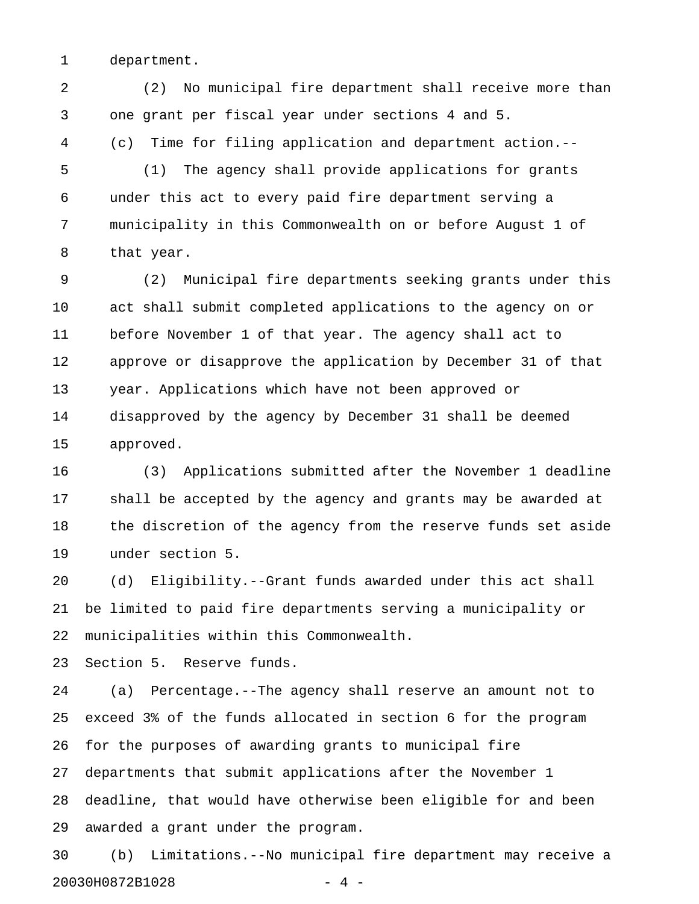department.

(2) No municipal fire department shall receive more than one grant per fiscal year under sections 4 and 5.

(c) Time for filing application and department action.--

(1) The agency shall provide applications for grants under this act to every paid fire department serving a municipality in this Commonwealth on or before August 1 of that year.

(2) Municipal fire departments seeking grants under this act shall submit completed applications to the agency on or before November 1 of that year. The agency shall act to approve or disapprove the application by December 31 of that year. Applications which have not been approved or disapproved by the agency by December 31 shall be deemed approved.

(3) Applications submitted after the November 1 deadline shall be accepted by the agency and grants may be awarded at the discretion of the agency from the reserve funds set aside under section 5.

(d) Eligibility.--Grant funds awarded under this act shall be limited to paid fire departments serving a municipality or municipalities within this Commonwealth.

Section 5. Reserve funds.

(a) Percentage.--The agency shall reserve an amount not to exceed 3% of the funds allocated in section 6 for the program for the purposes of awarding grants to municipal fire departments that submit applications after the November 1 deadline, that would have otherwise been eligible for and been awarded a grant under the program.

(b) Limitations.--No municipal fire department may receive a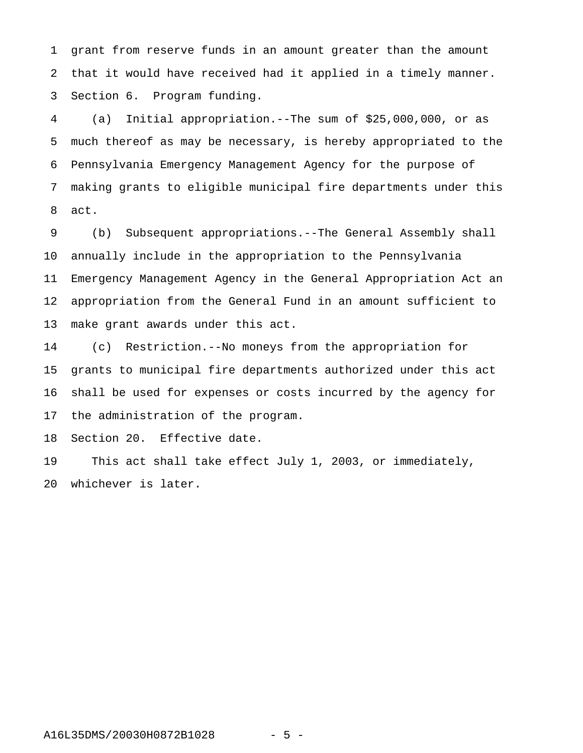grant from reserve funds in an amount greater than the amount that it would have received had it applied in a timely manner.

Section 6. Program funding.

(a) Initial appropriation.--The sum of $25,000,000, or as much thereof as may be necessary, is hereby appropriated to the Pennsylvania Emergency Management Agency for the purpose of making grants to eligible municipal fire departments under this act.

(b) Subsequent appropriations.--The General Assembly shall annually include in the appropriation to the Pennsylvania Emergency Management Agency in the General Appropriation Act an appropriation from the General Fund in an amount sufficient to make grant awards under this act.

(c) Restriction.--No moneys from the appropriation for grants to municipal fire departments authorized under this act shall be used for expenses or costs incurred by the agency for the administration of the program.

Section 20. Effective date.

This act shall take effect July 1, 2003, or immediately, whichever is later.